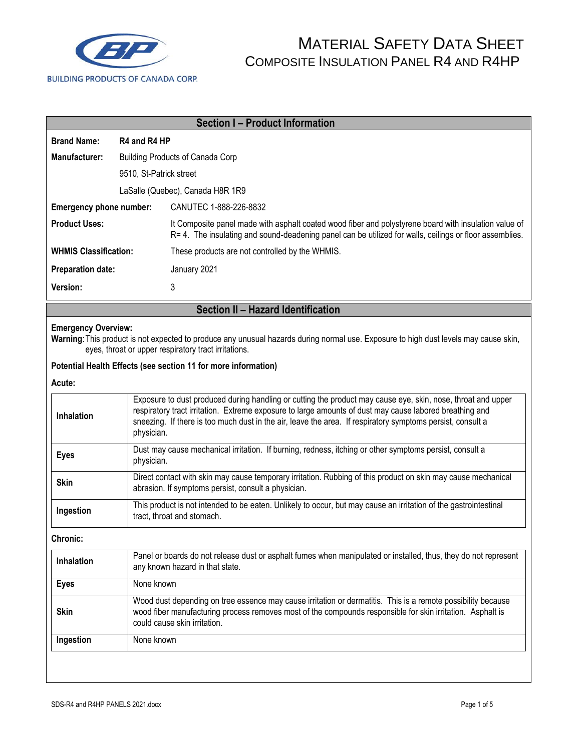BUILDING PRODUCTS OF CANADA CORP.

# MATERIAL SAFETY DATA SHEET
## COMPOSITE INSULATION PANEL R4 AND R4HP

## Section I – Product Information

**Brand Name:** R4 and R4 HP

**Manufacturer:** Building Products of Canada Corp
9510, St-Patrick street
LaSalle (Quebec), Canada H8R 1R9

**Emergency phone number:** CANUTEC 1-888-226-8832

**Product Uses:** It Composite panel made with asphalt coated wood fiber and polystyrene board with insulation value of R= 4. The insulating and sound-deadening panel can be utilized for walls, ceilings or floor assemblies.

**WHMIS Classification:** These products are not controlled by the WHMIS.

**Preparation date:** January 2021

**Version:** 3

## Section II – Hazard Identification

**Emergency Overview:**
**Warning**: This product is not expected to produce any unusual hazards during normal use. Exposure to high dust levels may cause skin, eyes, throat or upper respiratory tract irritations.

**Potential Health Effects (see section 11 for more information)**

**Acute:**

| | |
|---|---|
| **Inhalation** | Exposure to dust produced during handling or cutting the product may cause eye, skin, nose, throat and upper respiratory tract irritation. Extreme exposure to large amounts of dust may cause labored breathing and sneezing. If there is too much dust in the air, leave the area. If respiratory symptoms persist, consult a physician. |
| **Eyes** | Dust may cause mechanical irritation. If burning, redness, itching or other symptoms persist, consult a physician. |
| **Skin** | Direct contact with skin may cause temporary irritation. Rubbing of this product on skin may cause mechanical abrasion. If symptoms persist, consult a physician. |
| **Ingestion** | This product is not intended to be eaten. Unlikely to occur, but may cause an irritation of the gastrointestinal tract, throat and stomach. |

**Chronic:**

| | |
|---|---|
| **Inhalation** | Panel or boards do not release dust or asphalt fumes when manipulated or installed, thus, they do not represent any known hazard in that state. |
| **Eyes** | None known |
| **Skin** | Wood dust depending on tree essence may cause irritation or dermatitis. This is a remote possibility because wood fiber manufacturing process removes most of the compounds responsible for skin irritation. Asphalt is could cause skin irritation. |
| **Ingestion** | None known |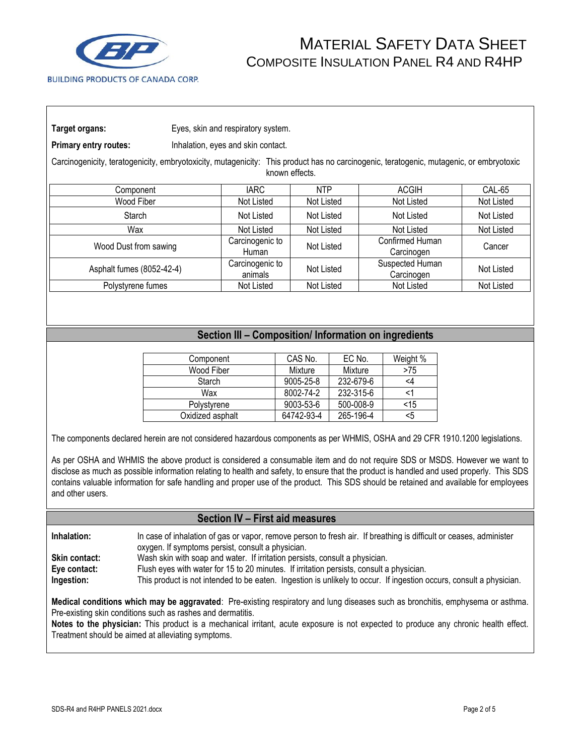**Target organs:** Eyes, skin and respiratory system.

**Primary entry routes:** Inhalation, eyes and skin contact.

Carcinogenicity, teratogenicity, embryotoxicity, mutagenicity: This product has no carcinogenic, teratogenic, mutagenic, or embryotoxic known effects.

| Component | IARC | NTP | ACGIH | CAL-65 |
|---|---|---|---|---|
| Wood Fiber | Not Listed | Not Listed | Not Listed | Not Listed |
| Starch | Not Listed | Not Listed | Not Listed | Not Listed |
| Wax | Not Listed | Not Listed | Not Listed | Not Listed |
| Wood Dust from sawing | Carcinogenic to Human | Not Listed | Confirmed Human Carcinogen | Cancer |
| Asphalt fumes (8052-42-4) | Carcinogenic to animals | Not Listed | Suspected Human Carcinogen | Not Listed |
| Polystyrene fumes | Not Listed | Not Listed | Not Listed | Not Listed |

## Section III – Composition/ Information on ingredients

| Component | CAS No. | EC No. | Weight % |
|---|---|---|---|
| Wood Fiber | Mixture | Mixture | >75 |
| Starch | 9005-25-8 | 232-679-6 | <4 |
| Wax | 8002-74-2 | 232-315-6 | <1 |
| Polystyrene | 9003-53-6 | 500-008-9 | <15 |
| Oxidized asphalt | 64742-93-4 | 265-196-4 | <5 |

The components declared herein are not considered hazardous components as per WHMIS, OSHA and 29 CFR 1910.1200 legislations.

As per OSHA and WHMIS the above product is considered a consumable item and do not require SDS or MSDS. However we want to disclose as much as possible information relating to health and safety, to ensure that the product is handled and used properly. This SDS contains valuable information for safe handling and proper use of the product. This SDS should be retained and available for employees and other users.

## Section IV – First aid measures

**Inhalation:** In case of inhalation of gas or vapor, remove person to fresh air. If breathing is difficult or ceases, administer oxygen. If symptoms persist, consult a physician.

**Skin contact:** Wash skin with soap and water. If irritation persists, consult a physician.

**Eye contact:** Flush eyes with water for 15 to 20 minutes. If irritation persists, consult a physician.

**Ingestion:** This product is not intended to be eaten. Ingestion is unlikely to occur. If ingestion occurs, consult a physician.

**Medical conditions which may be aggravated**: Pre-existing respiratory and lung diseases such as bronchitis, emphysema or asthma. Pre-existing skin conditions such as rashes and dermatitis.

**Notes to the physician:** This product is a mechanical irritant, acute exposure is not expected to produce any chronic health effect. Treatment should be aimed at alleviating symptoms.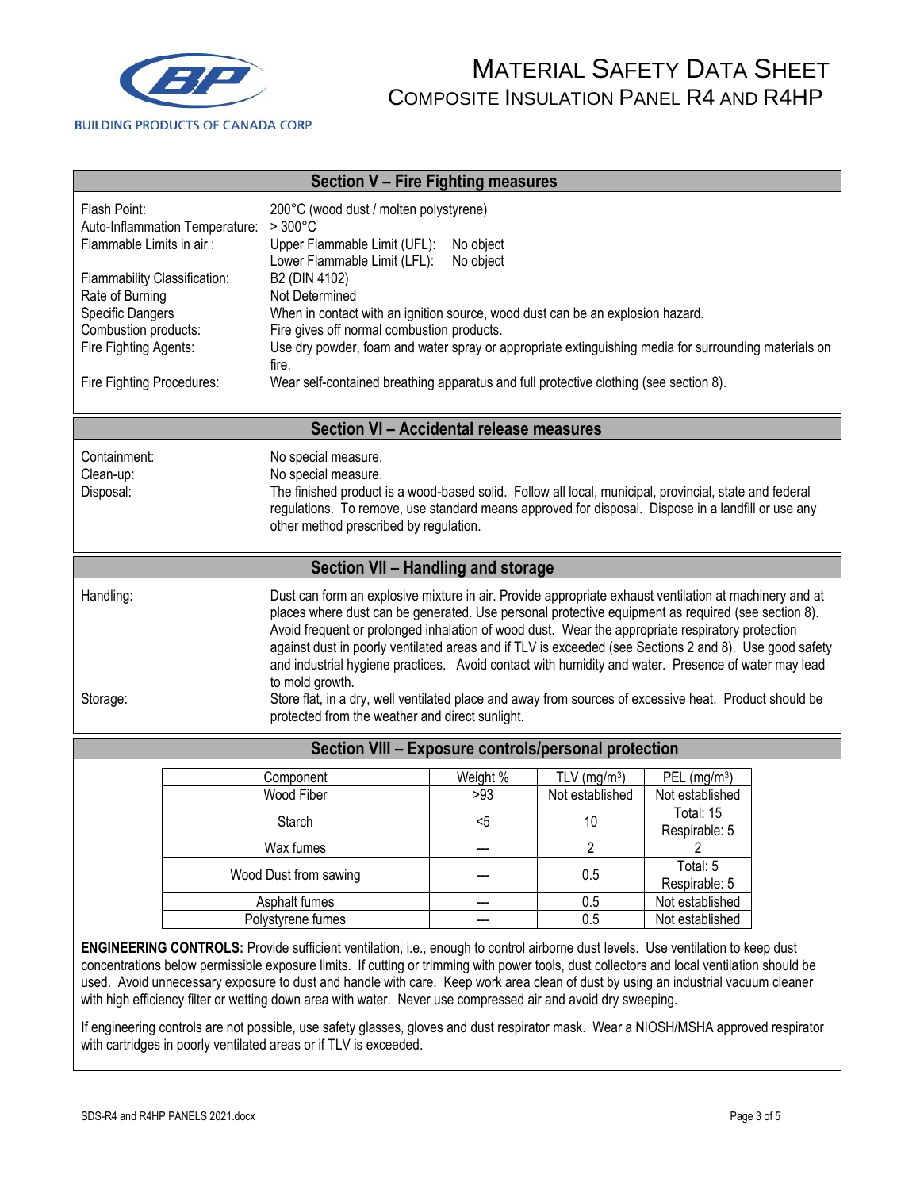# MATERIAL SAFETY DATA SHEET
## COMPOSITE INSULATION PANEL R4 AND R4HP

BUILDING PRODUCTS OF CANADA CORP.

## Section V – Fire Fighting measures

| | |
|---|---|
| Flash Point: | 200°C (wood dust / molten polystyrene) |
| Auto-Inflammation Temperature: | > 300°C |
| Flammable Limits in air : | Upper Flammable Limit (UFL): No object<br>Lower Flammable Limit (LFL): No object |
| Flammability Classification: | B2 (DIN 4102) |
| Rate of Burning | Not Determined |
| Specific Dangers | When in contact with an ignition source, wood dust can be an explosion hazard. |
| Combustion products: | Fire gives off normal combustion products. |
| Fire Fighting Agents: | Use dry powder, foam and water spray or appropriate extinguishing media for surrounding materials on fire. |
| Fire Fighting Procedures: | Wear self-contained breathing apparatus and full protective clothing (see section 8). |

## Section VI – Accidental release measures

| | |
|---|---|
| Containment: | No special measure. |
| Clean-up: | No special measure. |
| Disposal: | The finished product is a wood-based solid. Follow all local, municipal, provincial, state and federal regulations. To remove, use standard means approved for disposal. Dispose in a landfill or use any other method prescribed by regulation. |

## Section VII – Handling and storage

| | |
|---|---|
| Handling: | Dust can form an explosive mixture in air. Provide appropriate exhaust ventilation at machinery and at places where dust can be generated. Use personal protective equipment as required (see section 8). Avoid frequent or prolonged inhalation of wood dust. Wear the appropriate respiratory protection against dust in poorly ventilated areas and if TLV is exceeded (see Sections 2 and 8). Use good safety and industrial hygiene practices. Avoid contact with humidity and water. Presence of water may lead to mold growth. |
| Storage: | Store flat, in a dry, well ventilated place and away from sources of excessive heat. Product should be protected from the weather and direct sunlight. |

## Section VIII – Exposure controls/personal protection

| Component | Weight % | TLV (mg/m³) | PEL (mg/m³) |
|---|---|---|---|
| Wood Fiber | >93 | Not established | Not established |
| Starch | <5 | 10 | Total: 15<br>Respirable: 5 |
| Wax fumes | --- | 2 | 2 |
| Wood Dust from sawing | --- | 0.5 | Total: 5<br>Respirable: 5 |
| Asphalt fumes | --- | 0.5 | Not established |
| Polystyrene fumes | --- | 0.5 | Not established |

**ENGINEERING CONTROLS:** Provide sufficient ventilation, i.e., enough to control airborne dust levels. Use ventilation to keep dust concentrations below permissible exposure limits. If cutting or trimming with power tools, dust collectors and local ventilation should be used. Avoid unnecessary exposure to dust and handle with care. Keep work area clean of dust by using an industrial vacuum cleaner with high efficiency filter or wetting down area with water. Never use compressed air and avoid dry sweeping.

If engineering controls are not possible, use safety glasses, gloves and dust respirator mask. Wear a NIOSH/MSHA approved respirator with cartridges in poorly ventilated areas or if TLV is exceeded.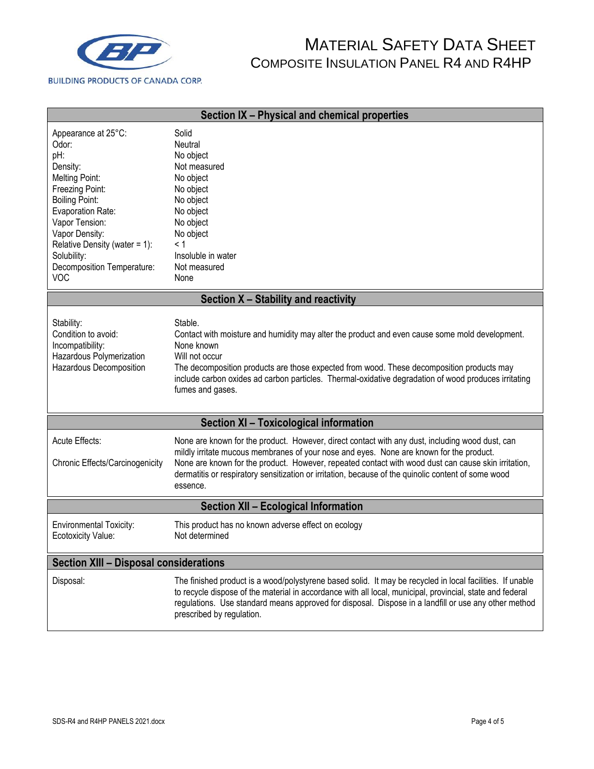## Section IX – Physical and chemical properties

| | |
|---|---|
| Appearance at 25°C: | Solid |
| Odor: | Neutral |
| pH: | No object |
| Density: | Not measured |
| Melting Point: | No object |
| Freezing Point: | No object |
| Boiling Point: | No object |
| Evaporation Rate: | No object |
| Vapor Tension: | No object |
| Vapor Density: | No object |
| Relative Density (water = 1): | < 1 |
| Solubility: | Insoluble in water |
| Decomposition Temperature: | Not measured |
| VOC | None |

## Section X – Stability and reactivity

| | |
|---|---|
| Stability: | Stable. |
| Condition to avoid: | Contact with moisture and humidity may alter the product and even cause some mold development. |
| Incompatibility: | None known |
| Hazardous Polymerization | Will not occur |
| Hazardous Decomposition | The decomposition products are those expected from wood. These decomposition products may include carbon oxides ad carbon particles. Thermal-oxidative degradation of wood produces irritating fumes and gases. |

## Section XI – Toxicological information

| | |
|---|---|
| Acute Effects: | None are known for the product. However, direct contact with any dust, including wood dust, can mildly irritate mucous membranes of your nose and eyes. None are known for the product. |
| Chronic Effects/Carcinogenicity | None are known for the product. However, repeated contact with wood dust can cause skin irritation, dermatitis or respiratory sensitization or irritation, because of the quinolic content of some wood essence. |

## Section XII – Ecological Information

| | |
|---|---|
| Environmental Toxicity: | This product has no known adverse effect on ecology |
| Ecotoxicity Value: | Not determined |

## Section XIII – Disposal considerations

| | |
|---|---|
| Disposal: | The finished product is a wood/polystyrene based solid. It may be recycled in local facilities. If unable to recycle dispose of the material in accordance with all local, municipal, provincial, state and federal regulations. Use standard means approved for disposal. Dispose in a landfill or use any other method prescribed by regulation. |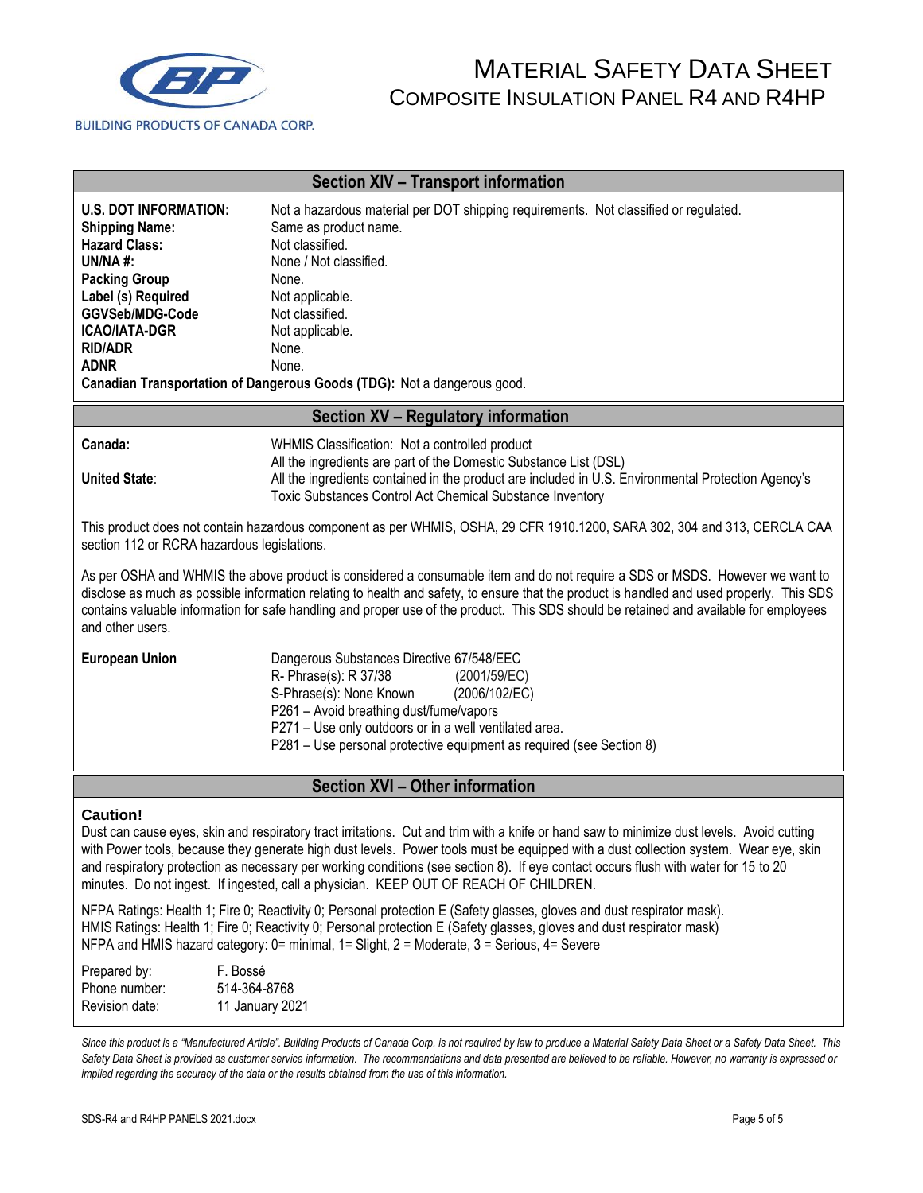## Section XIV – Transport information

| | |
|---|---|
| **U.S. DOT INFORMATION:** | Not a hazardous material per DOT shipping requirements. Not classified or regulated. |
| **Shipping Name:** | Same as product name. |
| **Hazard Class:** | Not classified. |
| **UN/NA #:** | None / Not classified. |
| **Packing Group** | None. |
| **Label (s) Required** | Not applicable. |
| **GGVSeb/MDG-Code** | Not classified. |
| **ICAO/IATA-DGR** | Not applicable. |
| **RID/ADR** | None. |
| **ADNR** | None. |

**Canadian Transportation of Dangerous Goods (TDG):** Not a dangerous good.

## Section XV – Regulatory information

| | |
|---|---|
| **Canada:** | WHMIS Classification: Not a controlled product<br>All the ingredients are part of the Domestic Substance List (DSL) |
| **United State**: | All the ingredients contained in the product are included in U.S. Environmental Protection Agency's Toxic Substances Control Act Chemical Substance Inventory |

This product does not contain hazardous component as per WHMIS, OSHA, 29 CFR 1910.1200, SARA 302, 304 and 313, CERCLA CAA section 112 or RCRA hazardous legislations.

As per OSHA and WHMIS the above product is considered a consumable item and do not require a SDS or MSDS. However we want to disclose as much as possible information relating to health and safety, to ensure that the product is handled and used properly. This SDS contains valuable information for safe handling and proper use of the product. This SDS should be retained and available for employees and other users.

**European Union**

Dangerous Substances Directive 67/548/EEC
R- Phrase(s): R 37/38 (2001/59/EC)
S-Phrase(s): None Known (2006/102/EC)
P261 – Avoid breathing dust/fume/vapors
P271 – Use only outdoors or in a well ventilated area.
P281 – Use personal protective equipment as required (see Section 8)

## Section XVI – Other information

**Caution!**

Dust can cause eyes, skin and respiratory tract irritations. Cut and trim with a knife or hand saw to minimize dust levels. Avoid cutting with Power tools, because they generate high dust levels. Power tools must be equipped with a dust collection system. Wear eye, skin and respiratory protection as necessary per working conditions (see section 8). If eye contact occurs flush with water for 15 to 20 minutes. Do not ingest. If ingested, call a physician. KEEP OUT OF REACH OF CHILDREN.

NFPA Ratings: Health 1; Fire 0; Reactivity 0; Personal protection E (Safety glasses, gloves and dust respirator mask).
HMIS Ratings: Health 1; Fire 0; Reactivity 0; Personal protection E (Safety glasses, gloves and dust respirator mask)
NFPA and HMIS hazard category: 0= minimal, 1= Slight, 2 = Moderate, 3 = Serious, 4= Severe

| | |
|---|---|
| Prepared by: | F. Bossé |
| Phone number: | 514-364-8768 |
| Revision date: | 11 January 2021 |

*Since this product is a "Manufactured Article". Building Products of Canada Corp. is not required by law to produce a Material Safety Data Sheet or a Safety Data Sheet. This Safety Data Sheet is provided as customer service information. The recommendations and data presented are believed to be reliable. However, no warranty is expressed or implied regarding the accuracy of the data or the results obtained from the use of this information.*